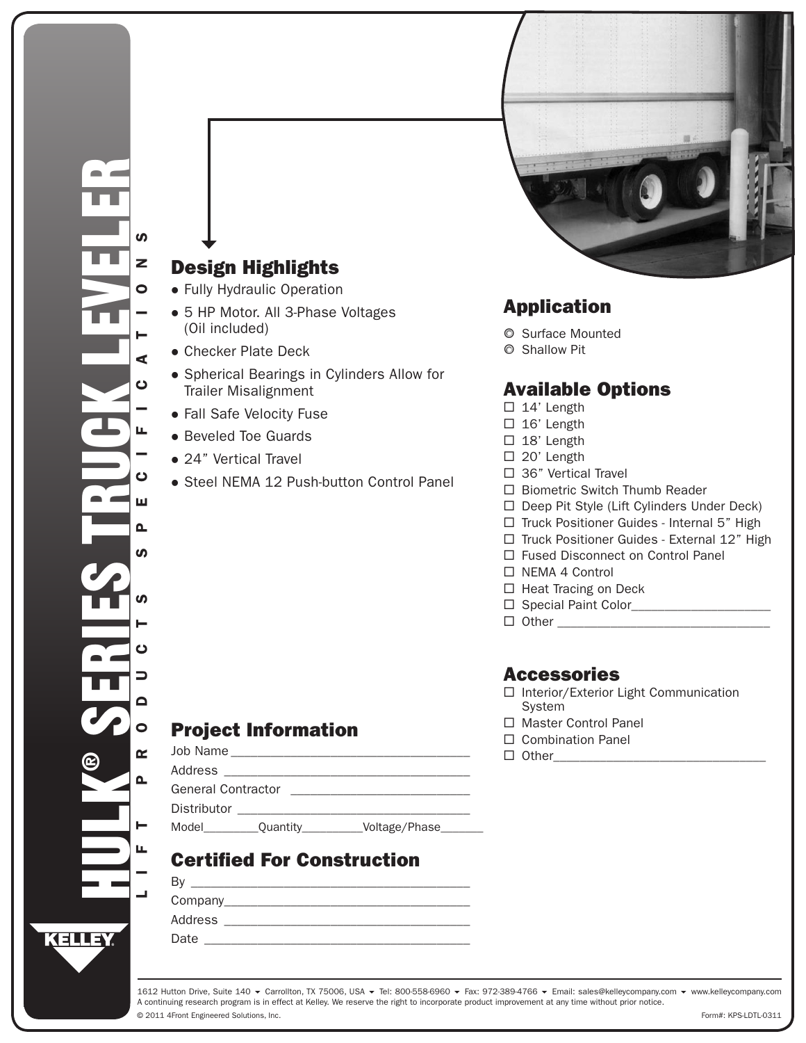# HULK® SERIES TRUCK LEVELER

LIFT PRODUCTS SPECIFICATIONS

## Design Highlights

- Fully Hydraulic Operation
- 5 HP Motor. All 3-Phase Voltages (Oil included)
- Checker Plate Deck
- Spherical Bearings in Cylinders Allow for Trailer Misalignment
- Fall Safe Velocity Fuse
- Beveled Toe Guards
- 24" Vertical Travel
- Steel NEMA 12 Push-button Control Panel

## Application

- ◎ Surface Mounted
- ◎ Shallow Pit

## Available Options

- ☐ 14' Length
- ☐ 16' Length
- ☐ 18' Length
- ☐ 20' Length
- ☐ 36" Vertical Travel
- ☐ Biometric Switch Thumb Reader
- ☐ Deep Pit Style (Lift Cylinders Under Deck)
- ☐ Truck Positioner Guides - Internal 5" High
- ☐ Truck Positioner Guides - External 12" High
- ☐ Fused Disconnect on Control Panel
- ☐ NEMA 4 Control
- ☐ Heat Tracing on Deck
- ☐ Special Paint Color____________________
- ☐ Other ______________________________

## Accessories

- ☐ Interior/Exterior Light Communication System
- ☐ Master Control Panel
- ☐ Combination Panel
- ☐ Other______________________________

## Project Information

Job Name ___________________________________

Address ____________________________________

General Contractor __________________________

Distributor _________________________________

Model________Quantity_________Voltage/Phase______

## Certified For Construction

By __________________________________________

Company_____________________________________

Address ______________________________________

Date ________________________________________

KELLEY

1612 Hutton Drive, Suite 140 ▾ Carrollton, TX 75006, USA ▾ Tel: 800-558-6960 ▾ Fax: 972-389-4766 ▾ Email: sales@kelleycompany.com ▾ www.kelleycompany.com

A continuing research program is in effect at Kelley. We reserve the right to incorporate product improvement at any time without prior notice.

© 2011 4Front Engineered Solutions, Inc.

Form#: KPS-LDTL-0311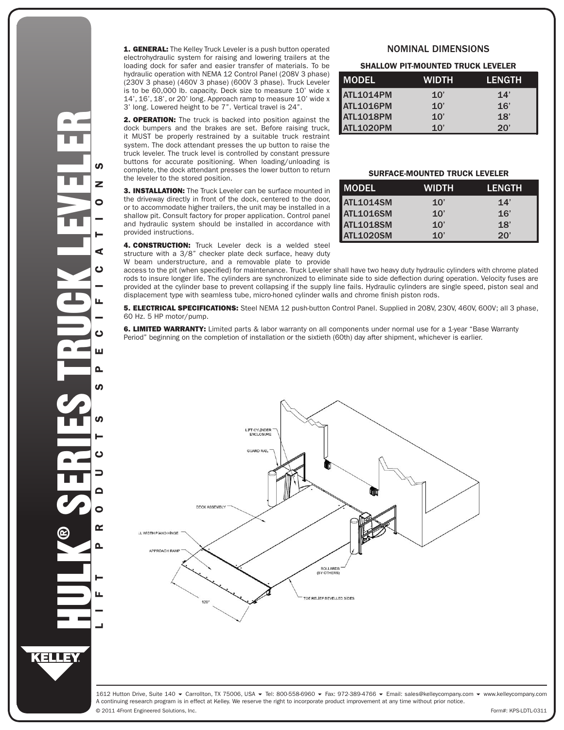# HULK® SERIES TRUCK LEVELER

## LIFT PRODUCTS SPECIFICATIONS

**1. GENERAL:** The Kelley Truck Leveler is a push button operated electrohydraulic system for raising and lowering trailers at the loading dock for safer and easier transfer of materials. To be hydraulic operation with NEMA 12 Control Panel (208V 3 phase) (230V 3 phase) (460V 3 phase) (600V 3 phase). Truck Leveler is to be 60,000 lb. capacity. Deck size to measure 10' wide x 14', 16', 18', or 20' long. Approach ramp to measure 10' wide x 3' long. Lowered height to be 7". Vertical travel is 24".

**2. OPERATION:** The truck is backed into position against the dock bumpers and the brakes are set. Before raising truck, it MUST be properly restrained by a suitable truck restraint system. The dock attendant presses the up button to raise the truck leveler. The truck level is controlled by constant pressure buttons for accurate positioning. When loading/unloading is complete, the dock attendant presses the lower button to return the leveler to the stored position.

**3. INSTALLATION:** The Truck Leveler can be surface mounted in the driveway directly in front of the dock, centered to the door, or to accommodate higher trailers, the unit may be installed in a shallow pit. Consult factory for proper application. Control panel and hydraulic system should be installed in accordance with provided instructions.

**4. CONSTRUCTION:** Truck Leveler deck is a welded steel structure with a 3/8" checker plate deck surface, heavy duty W beam understructure, and a removable plate to provide access to the pit (when specified) for maintenance. Truck Leveler shall have two heavy duty hydraulic cylinders with chrome plated rods to insure longer life. The cylinders are synchronized to eliminate side to side deflection during operation. Velocity fuses are provided at the cylinder base to prevent collapsing if the supply line fails. Hydraulic cylinders are single speed, piston seal and displacement type with seamless tube, micro-honed cylinder walls and chrome finish piston rods.

**5. ELECTRICAL SPECIFICATIONS:** Steel NEMA 12 push-button Control Panel. Supplied in 208V, 230V, 460V, 600V; all 3 phase, 60 Hz. 5 HP motor/pump.

**6. LIMITED WARRANTY:** Limited parts & labor warranty on all components under normal use for a 1-year "Base Warranty Period" beginning on the completion of installation or the sixtieth (60th) day after shipment, whichever is earlier.

## NOMINAL DIMENSIONS

### SHALLOW PIT-MOUNTED TRUCK LEVELER

| MODEL | WIDTH | LENGTH |
|---|---|---|
| ATL1014PM | 10' | 14' |
| ATL1016PM | 10' | 16' |
| ATL1018PM | 10' | 18' |
| ATL1020PM | 10' | 20' |

### SURFACE-MOUNTED TRUCK LEVELER

| MODEL | WIDTH | LENGTH |
|---|---|---|
| ATL1014SM | 10' | 14' |
| ATL1016SM | 10' | 16' |
| ATL1018SM | 10' | 18' |
| ATL1020SM | 10' | 20' |

LIFT CYLINDER ENCLOSURE
GUARD RAIL
DECK ASSEMBLY
FULL WIDTH PIANO HINGE
APPROACH RAMP
BOLLARDS (BY OTHERS)
TOE RELIEF BEVELLED SIDES
120"

1612 Hutton Drive, Suite 140 • Carrollton, TX 75006, USA • Tel: 800-558-6960 • Fax: 972-389-4766 • Email: sales@kelleycompany.com • www.kelleycompany.com
A continuing research program is in effect at Kelley. We reserve the right to incorporate product improvement at any time without prior notice.
© 2011 4Front Engineered Solutions, Inc.
Form#: KPS-LDTL-0311